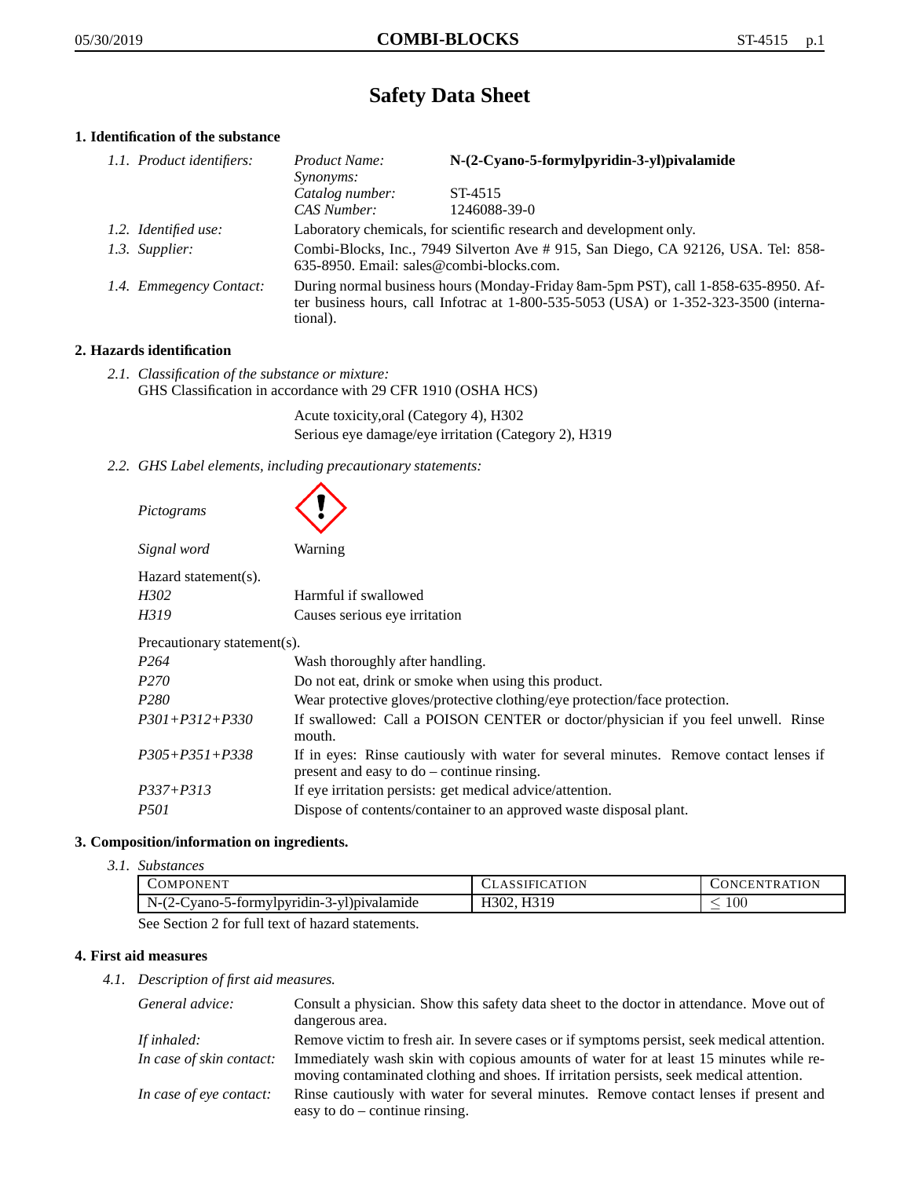# Safety Data Sheet

## 1. Identification of the substance

*1.1. Product identifiers:*

*Product Name:* **N-(2-Cyano-5-formylpyridin-3-yl)pivalamide**
*Synonyms:*
*Catalog number:* ST-4515
*CAS Number:* 1246088-39-0

*1.2. Identified use:* Laboratory chemicals, for scientific research and development only.

*1.3. Supplier:* Combi-Blocks, Inc., 7949 Silverton Ave # 915, San Diego, CA 92126, USA. Tel: 858-635-8950. Email: sales@combi-blocks.com.

*1.4. Emmegency Contact:* During normal business hours (Monday-Friday 8am-5pm PST), call 1-858-635-8950. After business hours, call Infotrac at 1-800-535-5053 (USA) or 1-352-323-3500 (international).

## 2. Hazards identification

*2.1. Classification of the substance or mixture:*
GHS Classification in accordance with 29 CFR 1910 (OSHA HCS)

Acute toxicity,oral (Category 4), H302
Serious eye damage/eye irritation (Category 2), H319

*2.2. GHS Label elements, including precautionary statements:*

*Pictograms*

*Signal word* Warning

Hazard statement(s).

| | |
|---|---|
| *H302* | Harmful if swallowed |
| *H319* | Causes serious eye irritation |

Precautionary statement(s).

| | |
|---|---|
| *P264* | Wash thoroughly after handling. |
| *P270* | Do not eat, drink or smoke when using this product. |
| *P280* | Wear protective gloves/protective clothing/eye protection/face protection. |
| *P301+P312+P330* | If swallowed: Call a POISON CENTER or doctor/physician if you feel unwell. Rinse mouth. |
| *P305+P351+P338* | If in eyes: Rinse cautiously with water for several minutes. Remove contact lenses if present and easy to do – continue rinsing. |
| *P337+P313* | If eye irritation persists: get medical advice/attention. |
| *P501* | Dispose of contents/container to an approved waste disposal plant. |

## 3. Composition/information on ingredients.

*3.1. Substances*

| Component | Classification | Concentration |
|---|---|---|
| N-(2-Cyano-5-formylpyridin-3-yl)pivalamide | H302, H319 | $\leq 100$ |

See Section 2 for full text of hazard statements.

## 4. First aid measures

*4.1. Description of first aid measures.*

| | |
|---|---|
| *General advice:* | Consult a physician. Show this safety data sheet to the doctor in attendance. Move out of dangerous area. |
| *If inhaled:* | Remove victim to fresh air. In severe cases or if symptoms persist, seek medical attention. |
| *In case of skin contact:* | Immediately wash skin with copious amounts of water for at least 15 minutes while removing contaminated clothing and shoes. If irritation persists, seek medical attention. |
| *In case of eye contact:* | Rinse cautiously with water for several minutes. Remove contact lenses if present and easy to do – continue rinsing. |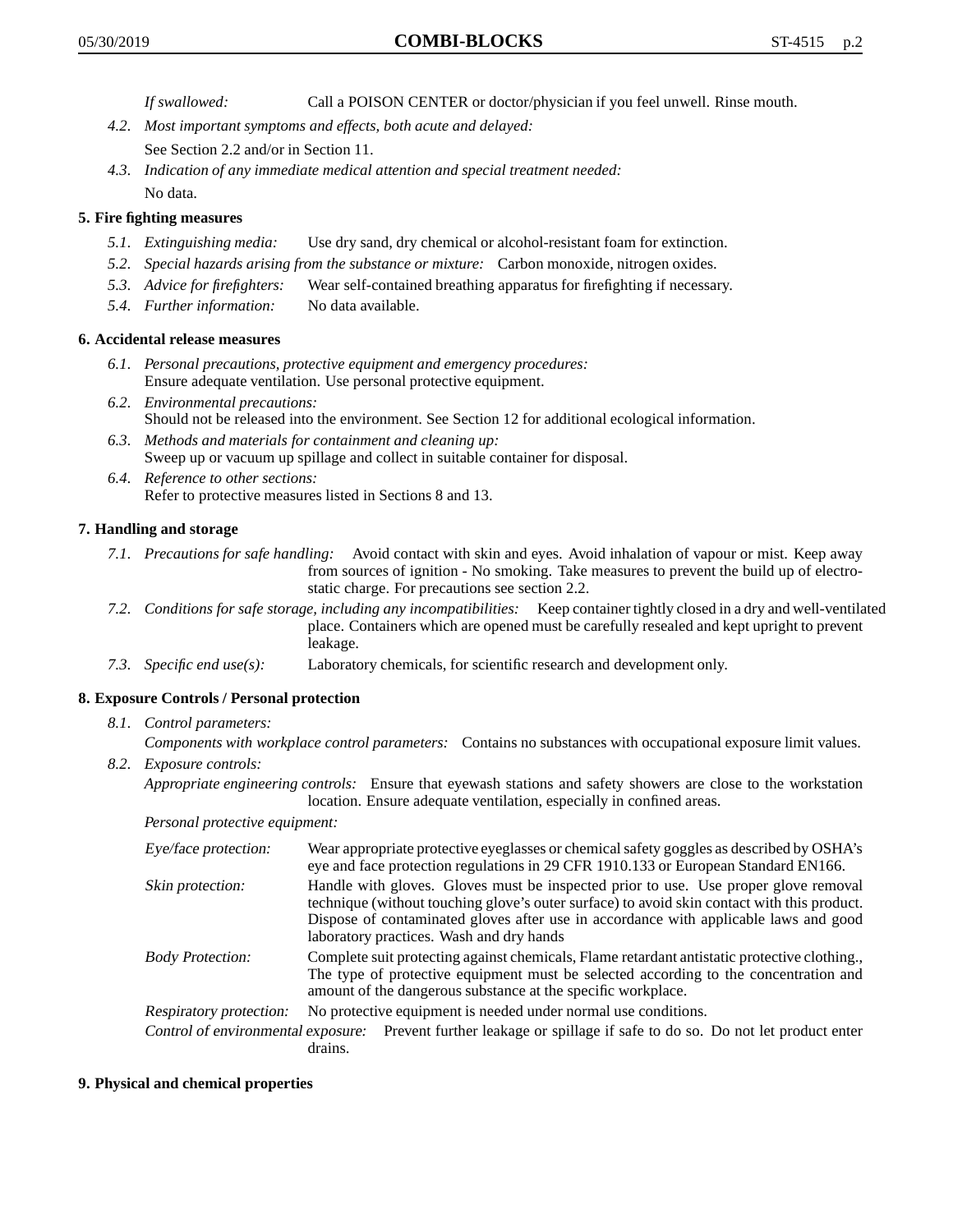*If swallowed:* Call a POISON CENTER or doctor/physician if you feel unwell. Rinse mouth.

*4.2. Most important symptoms and effects, both acute and delayed:*
See Section 2.2 and/or in Section 11.

*4.3. Indication of any immediate medical attention and special treatment needed:*
No data.

## 5. Fire fighting measures

*5.1. Extinguishing media:* Use dry sand, dry chemical or alcohol-resistant foam for extinction.

*5.2. Special hazards arising from the substance or mixture:* Carbon monoxide, nitrogen oxides.

*5.3. Advice for firefighters:* Wear self-contained breathing apparatus for firefighting if necessary.

*5.4. Further information:* No data available.

## 6. Accidental release measures

*6.1. Personal precautions, protective equipment and emergency procedures:*
Ensure adequate ventilation. Use personal protective equipment.

*6.2. Environmental precautions:*
Should not be released into the environment. See Section 12 for additional ecological information.

*6.3. Methods and materials for containment and cleaning up:*
Sweep up or vacuum up spillage and collect in suitable container for disposal.

*6.4. Reference to other sections:*
Refer to protective measures listed in Sections 8 and 13.

## 7. Handling and storage

*7.1. Precautions for safe handling:* Avoid contact with skin and eyes. Avoid inhalation of vapour or mist. Keep away from sources of ignition - No smoking. Take measures to prevent the build up of electrostatic charge. For precautions see section 2.2.

*7.2. Conditions for safe storage, including any incompatibilities:* Keep container tightly closed in a dry and well-ventilated place. Containers which are opened must be carefully resealed and kept upright to prevent leakage.

*7.3. Specific end use(s):* Laboratory chemicals, for scientific research and development only.

## 8. Exposure Controls / Personal protection

*8.1. Control parameters:*
*Components with workplace control parameters:* Contains no substances with occupational exposure limit values.

*8.2. Exposure controls:*
*Appropriate engineering controls:* Ensure that eyewash stations and safety showers are close to the workstation location. Ensure adequate ventilation, especially in confined areas.

*Personal protective equipment:*

*Eye/face protection:* Wear appropriate protective eyeglasses or chemical safety goggles as described by OSHA's eye and face protection regulations in 29 CFR 1910.133 or European Standard EN166.

*Skin protection:* Handle with gloves. Gloves must be inspected prior to use. Use proper glove removal technique (without touching glove's outer surface) to avoid skin contact with this product. Dispose of contaminated gloves after use in accordance with applicable laws and good laboratory practices. Wash and dry hands

*Body Protection:* Complete suit protecting against chemicals, Flame retardant antistatic protective clothing., The type of protective equipment must be selected according to the concentration and amount of the dangerous substance at the specific workplace.

*Respiratory protection:* No protective equipment is needed under normal use conditions.

*Control of environmental exposure:* Prevent further leakage or spillage if safe to do so. Do not let product enter drains.

## 9. Physical and chemical properties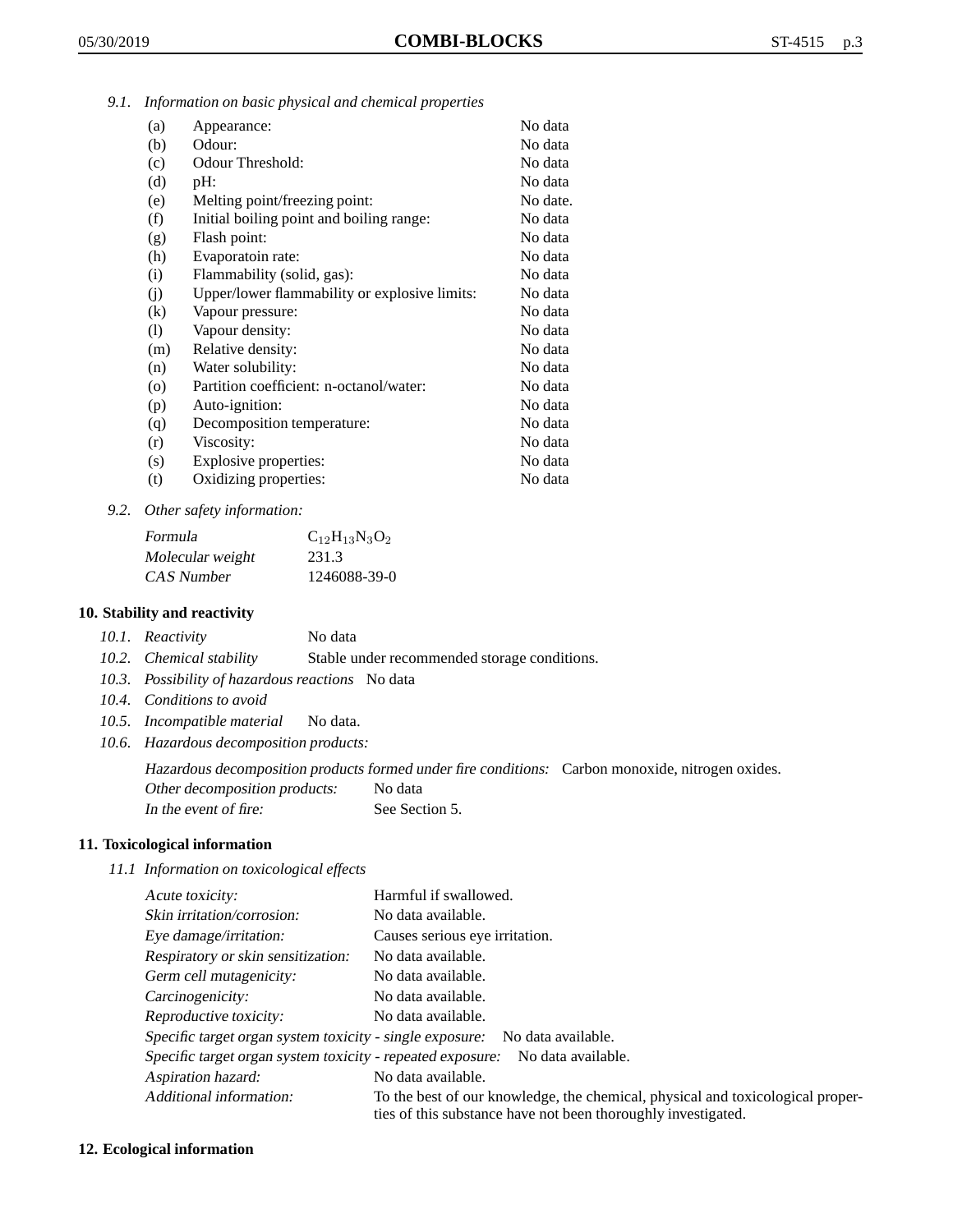*9.1. Information on basic physical and chemical properties*

| | | |
|---|---|---|
| (a) | Appearance: | No data |
| (b) | Odour: | No data |
| (c) | Odour Threshold: | No data |
| (d) | pH: | No data |
| (e) | Melting point/freezing point: | No date. |
| (f) | Initial boiling point and boiling range: | No data |
| (g) | Flash point: | No data |
| (h) | Evaporatoin rate: | No data |
| (i) | Flammability (solid, gas): | No data |
| (j) | Upper/lower flammability or explosive limits: | No data |
| (k) | Vapour pressure: | No data |
| (l) | Vapour density: | No data |
| (m) | Relative density: | No data |
| (n) | Water solubility: | No data |
| (o) | Partition coefficient: n-octanol/water: | No data |
| (p) | Auto-ignition: | No data |
| (q) | Decomposition temperature: | No data |
| (r) | Viscosity: | No data |
| (s) | Explosive properties: | No data |
| (t) | Oxidizing properties: | No data |

*9.2. Other safety information:*

| | |
|---|---|
| *Formula* | $C_{12}H_{13}N_3O_2$ |
| *Molecular weight* | 231.3 |
| *CAS Number* | 1246088-39-0 |

## 10. Stability and reactivity

*10.1. Reactivity* No data

*10.2. Chemical stability* Stable under recommended storage conditions.

*10.3. Possibility of hazardous reactions* No data

*10.4. Conditions to avoid*

*10.5. Incompatible material* No data.

*10.6. Hazardous decomposition products:*

*Hazardous decomposition products formed under fire conditions:* Carbon monoxide, nitrogen oxides.

*Other decomposition products:* No data

*In the event of fire:* See Section 5.

## 11. Toxicological information

*11.1 Information on toxicological effects*

*Acute toxicity:* Harmful if swallowed.

*Skin irritation/corrosion:* No data available.

*Eye damage/irritation:* Causes serious eye irritation.

*Respiratory or skin sensitization:* No data available.

*Germ cell mutagenicity:* No data available.

*Carcinogenicity:* No data available.

*Reproductive toxicity:* No data available.

*Specific target organ system toxicity - single exposure:* No data available.

*Specific target organ system toxicity - repeated exposure:* No data available.

*Aspiration hazard:* No data available.

*Additional information:* To the best of our knowledge, the chemical, physical and toxicological properties of this substance have not been thoroughly investigated.

## 12. Ecological information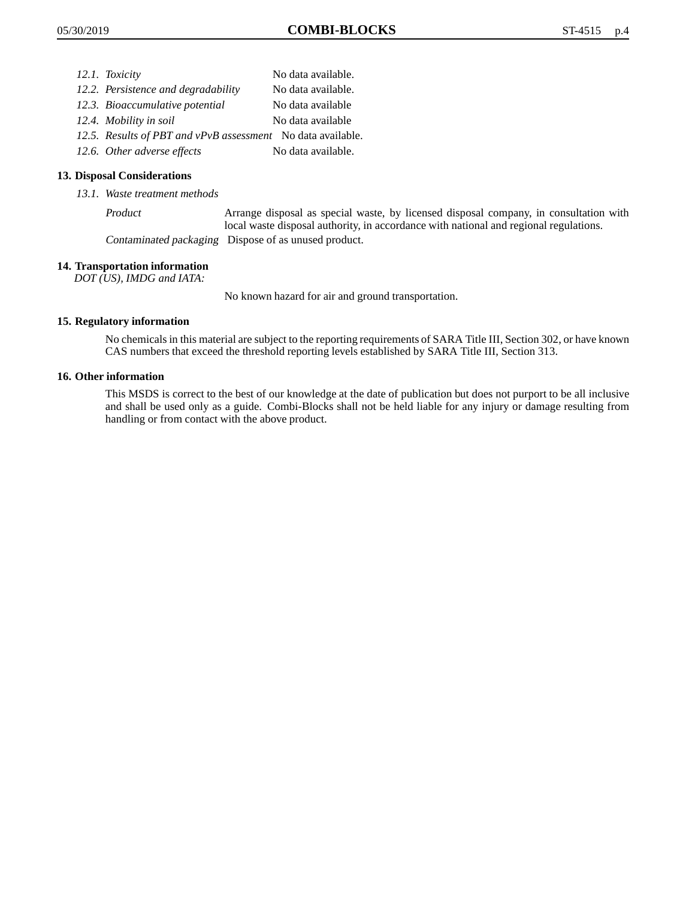| | |
|---|---|
| *12.1. Toxicity* | No data available. |
| *12.2. Persistence and degradability* | No data available. |
| *12.3. Bioaccumulative potential* | No data available |
| *12.4. Mobility in soil* | No data available |
| *12.5. Results of PBT and vPvB assessment* | No data available. |
| *12.6. Other adverse effects* | No data available. |

## 13. Disposal Considerations

*13.1. Waste treatment methods*

| | |
|---|---|
| *Product* | Arrange disposal as special waste, by licensed disposal company, in consultation with local waste disposal authority, in accordance with national and regional regulations. |
| *Contaminated packaging* | Dispose of as unused product. |

## 14. Transportation information

*DOT (US), IMDG and IATA:*

No known hazard for air and ground transportation.

## 15. Regulatory information

No chemicals in this material are subject to the reporting requirements of SARA Title III, Section 302, or have known CAS numbers that exceed the threshold reporting levels established by SARA Title III, Section 313.

## 16. Other information

This MSDS is correct to the best of our knowledge at the date of publication but does not purport to be all inclusive and shall be used only as a guide. Combi-Blocks shall not be held liable for any injury or damage resulting from handling or from contact with the above product.